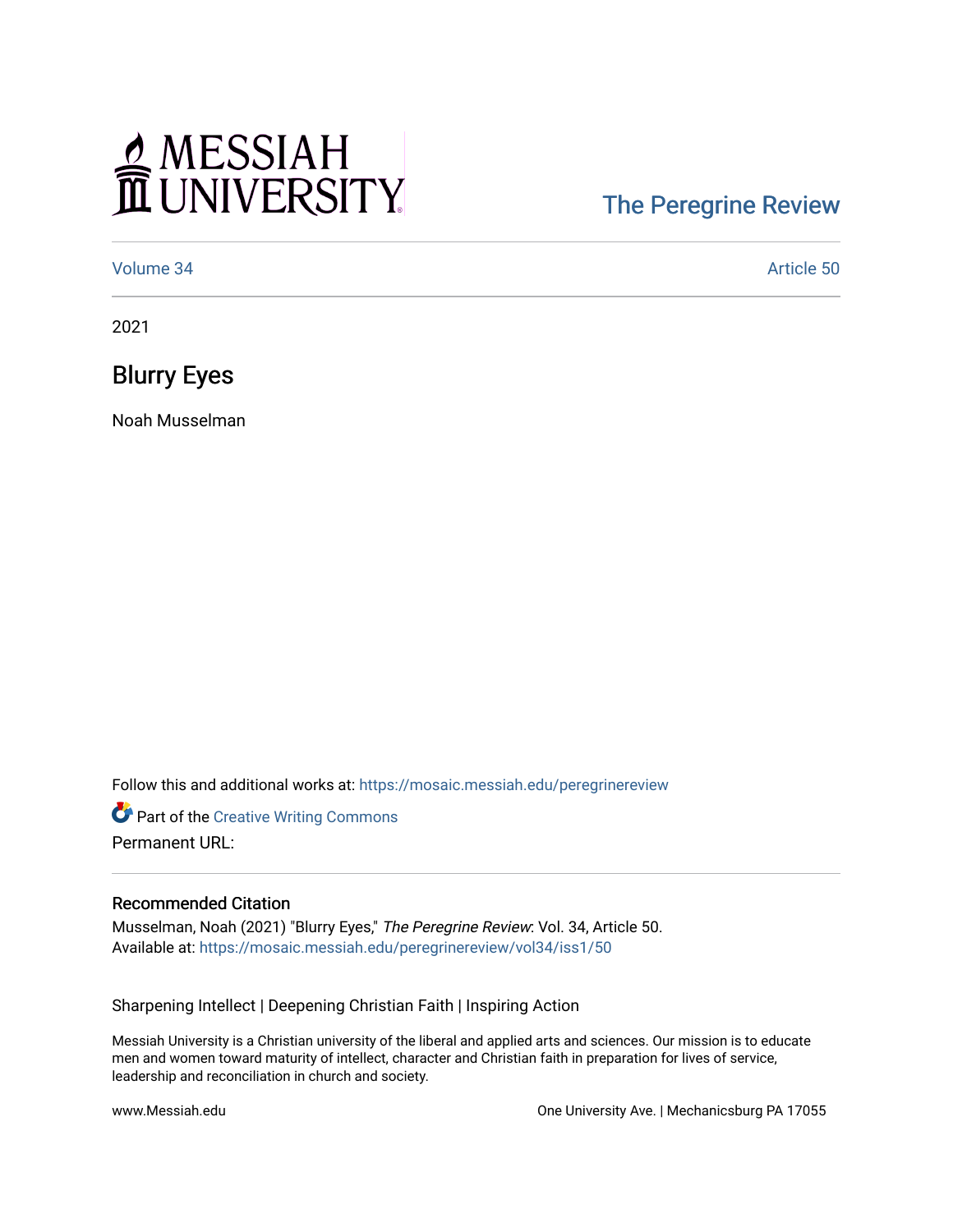MESSIAH UNIVERSITY

[The Peregrine Review](https://mosaic.messiah.edu/peregrinereview)

[Volume 34](https://mosaic.messiah.edu/peregrinereview/vol34) | [Article 50](https://mosaic.messiah.edu/peregrinereview/vol34/iss1/50)

2021

# Blurry Eyes

Noah Musselman

Follow this and additional works at: https://mosaic.messiah.edu/peregrinereview

Part of the Creative Writing Commons

Permanent URL:

### Recommended Citation

Musselman, Noah (2021) "Blurry Eyes," *The Peregrine Review*: Vol. 34, Article 50.
Available at: https://mosaic.messiah.edu/peregrinereview/vol34/iss1/50

Sharpening Intellect | Deepening Christian Faith | Inspiring Action

Messiah University is a Christian university of the liberal and applied arts and sciences. Our mission is to educate men and women toward maturity of intellect, character and Christian faith in preparation for lives of service, leadership and reconciliation in church and society.

www.Messiah.edu

One University Ave. | Mechanicsburg PA 17055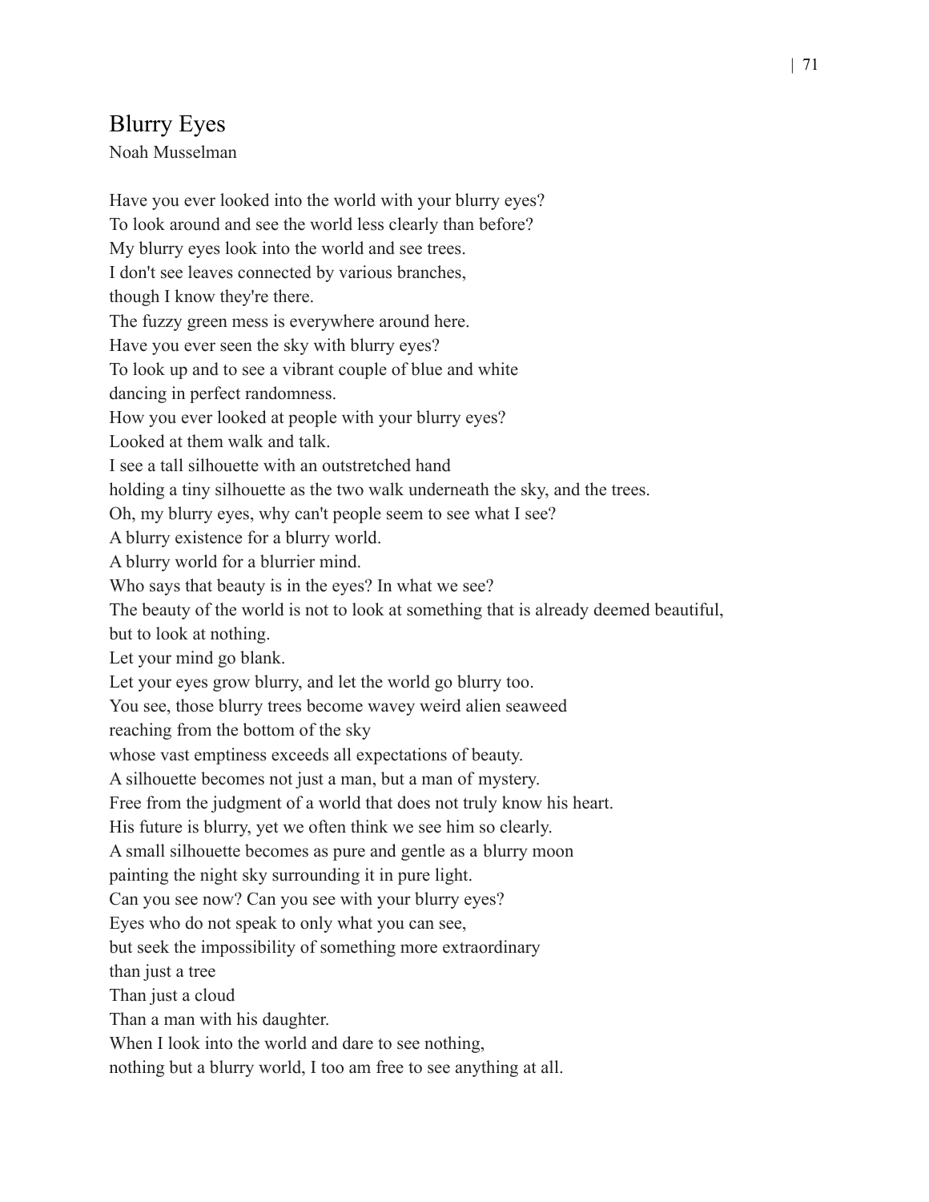# Blurry Eyes

Noah Musselman

Have you ever looked into the world with your blurry eyes?
To look around and see the world less clearly than before?
My blurry eyes look into the world and see trees.
I don't see leaves connected by various branches,
though I know they're there.
The fuzzy green mess is everywhere around here.
Have you ever seen the sky with blurry eyes?
To look up and to see a vibrant couple of blue and white
dancing in perfect randomness.
How you ever looked at people with your blurry eyes?
Looked at them walk and talk.
I see a tall silhouette with an outstretched hand
holding a tiny silhouette as the two walk underneath the sky, and the trees.
Oh, my blurry eyes, why can't people seem to see what I see?
A blurry existence for a blurry world.
A blurry world for a blurrier mind.
Who says that beauty is in the eyes? In what we see?
The beauty of the world is not to look at something that is already deemed beautiful,
but to look at nothing.
Let your mind go blank.
Let your eyes grow blurry, and let the world go blurry too.
You see, those blurry trees become wavey weird alien seaweed
reaching from the bottom of the sky
whose vast emptiness exceeds all expectations of beauty.
A silhouette becomes not just a man, but a man of mystery.
Free from the judgment of a world that does not truly know his heart.
His future is blurry, yet we often think we see him so clearly.
A small silhouette becomes as pure and gentle as a blurry moon
painting the night sky surrounding it in pure light.
Can you see now? Can you see with your blurry eyes?
Eyes who do not speak to only what you can see,
but seek the impossibility of something more extraordinary
than just a tree
Than just a cloud
Than a man with his daughter.
When I look into the world and dare to see nothing,
nothing but a blurry world, I too am free to see anything at all.